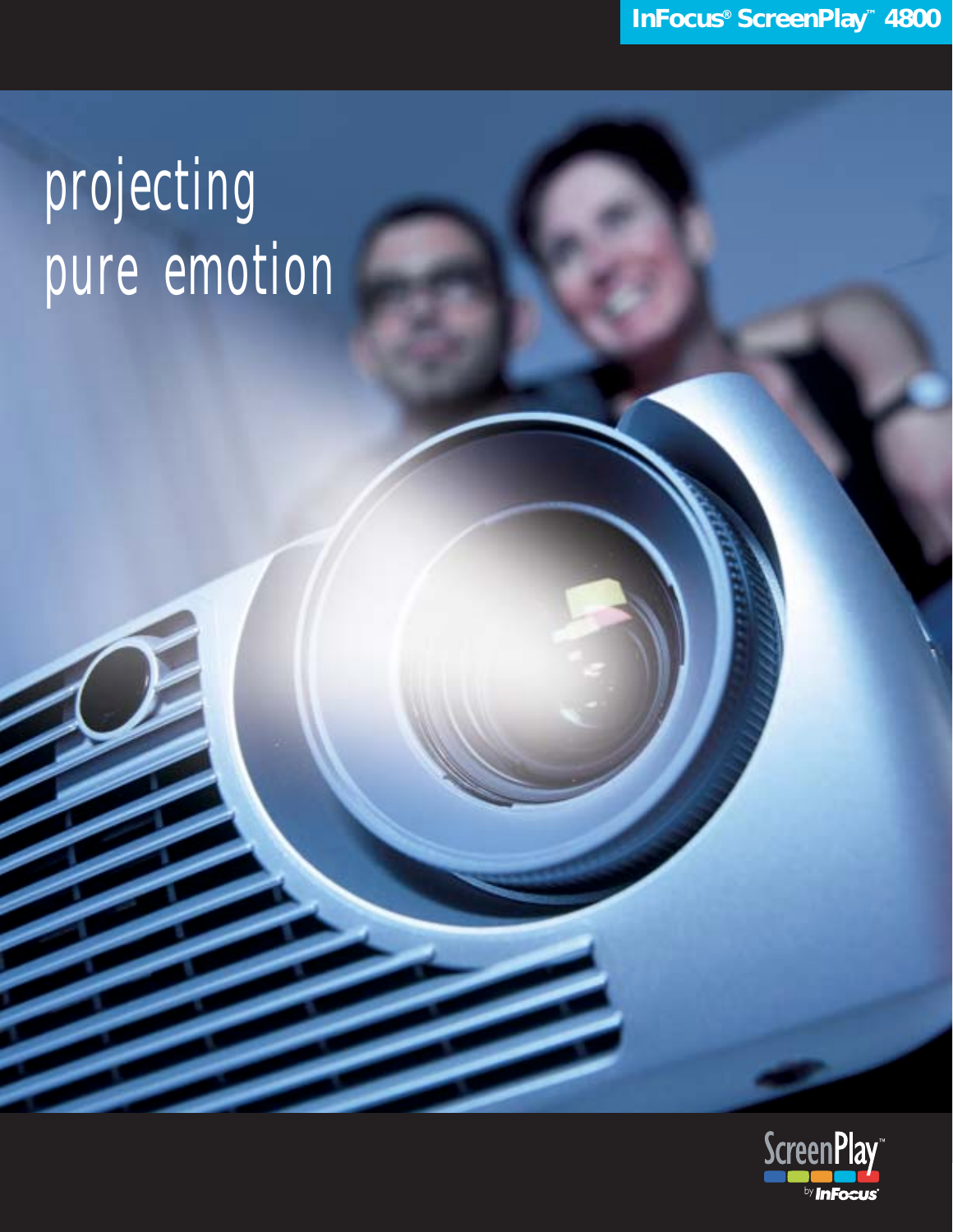InFocus® ScreenPlay™ 4800

# projecting pure emotion

ScreenPlay™ by InFocus®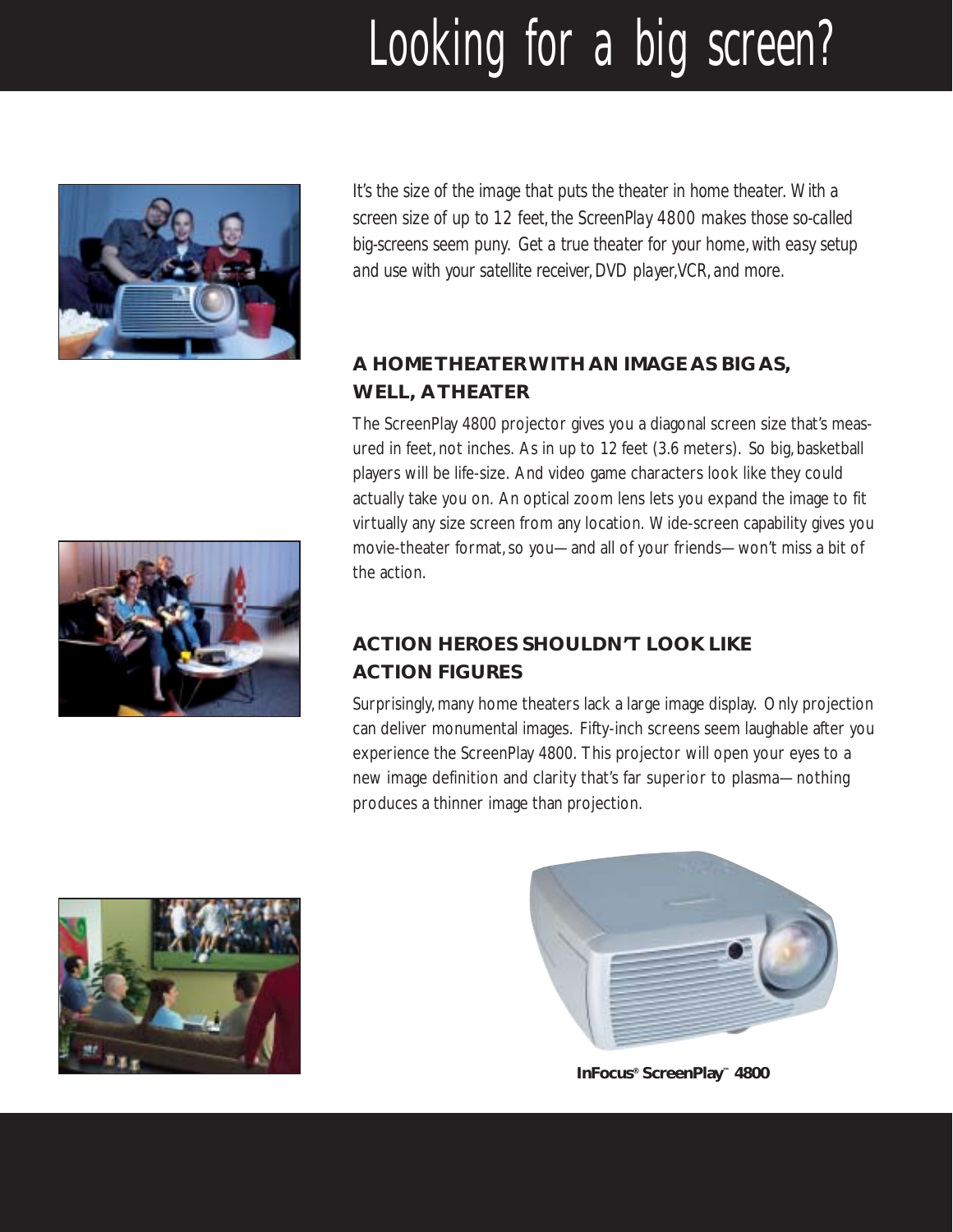# Looking for a big screen?

*It's the size of the image that puts the theater in home theater. With a screen size of up to 12 feet, the ScreenPlay 4800 makes those so-called big-screens seem puny. Get a true theater for your home, with easy setup and use with your satellite receiver, DVD player, VCR, and more.*

## A HOME THEATER WITH AN IMAGE AS BIG AS, WELL, A THEATER

The ScreenPlay 4800 projector gives you a diagonal screen size that's measured in feet, not inches. As in up to 12 feet (3.6 meters). So big, basketball players will be life-size. And video game characters look like they could actually take you on. An optical zoom lens lets you expand the image to fit virtually any size screen from any location. Wide-screen capability gives you movie-theater format, so you—and all of your friends—won't miss a bit of the action.

## ACTION HEROES SHOULDN'T LOOK LIKE ACTION FIGURES

Surprisingly, many home theaters lack a large image display. Only projection can deliver monumental images. Fifty-inch screens seem laughable after you experience the ScreenPlay 4800. This projector will open your eyes to a new image definition and clarity that's far superior to plasma—nothing produces a thinner image than projection.

**InFocus® ScreenPlay™ 4800**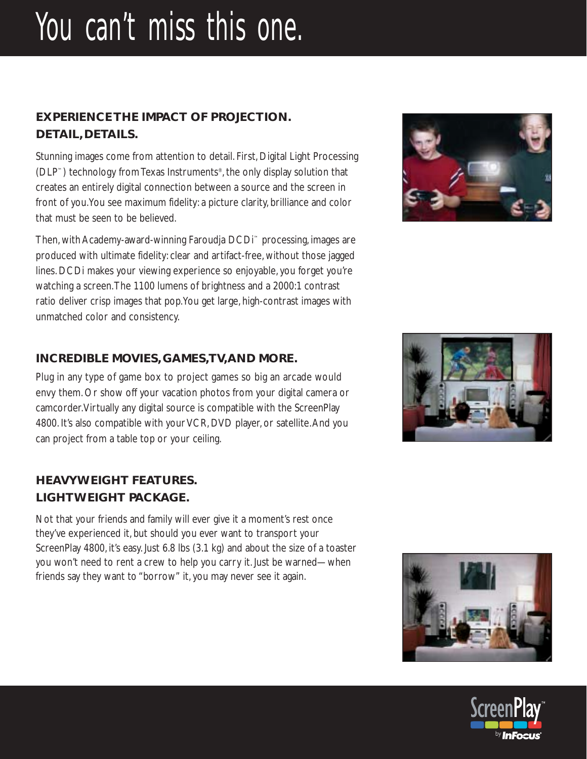# You can't miss this one.

## EXPERIENCE THE IMPACT OF PROJECTION. DETAIL, DETAILS.

Stunning images come from attention to detail. First, Digital Light Processing (DLP™) technology from Texas Instruments®, the only display solution that creates an entirely digital connection between a source and the screen in front of you. You see maximum fidelity: a picture clarity, brilliance and color that must be seen to be believed.

Then, with Academy-award-winning Faroudja DCDi™ processing, images are produced with ultimate fidelity: clear and artifact-free, without those jagged lines. DCDi makes your viewing experience so enjoyable, you forget you're watching a screen. The 1100 lumens of brightness and a 2000:1 contrast ratio deliver crisp images that pop. You get large, high-contrast images with unmatched color and consistency.

## INCREDIBLE MOVIES, GAMES, TV, AND MORE.

Plug in any type of game box to project games so big an arcade would envy them. Or show off your vacation photos from your digital camera or camcorder. Virtually any digital source is compatible with the ScreenPlay 4800. It's also compatible with your VCR, DVD player, or satellite. And you can project from a table top or your ceiling.

## HEAVYWEIGHT FEATURES. LIGHTWEIGHT PACKAGE.

Not that your friends and family will ever give it a moment's rest once they've experienced it, but should you ever want to transport your ScreenPlay 4800, it's easy. Just 6.8 lbs (3.1 kg) and about the size of a toaster you won't need to rent a crew to help you carry it. Just be warned—when friends say they want to "borrow" it, you may never see it again.

ScreenPlay™ by InFocus®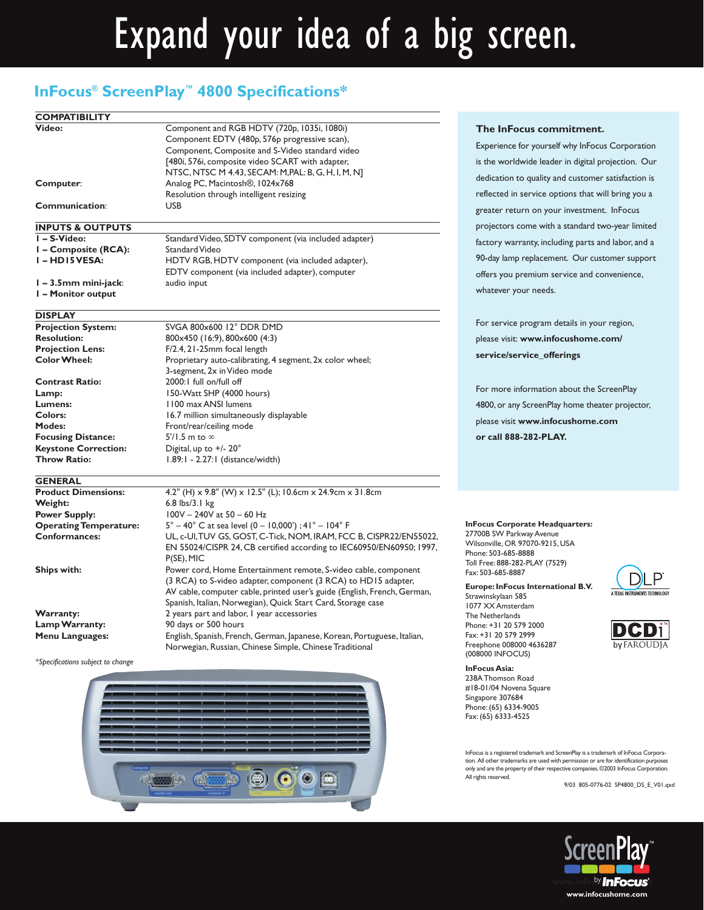# Expand your idea of a big screen.

## InFocus® ScreenPlay™ 4800 Specifications*

### COMPATIBILITY

| | |
|---|---|
| **Video:** | Component and RGB HDTV (720p, 1035i, 1080i)<br>Component EDTV (480p, 576p progressive scan),<br>Component, Composite and S-Video standard video<br>[480i, 576i, composite video SCART with adapter,<br>NTSC, NTSC M 4.43, SECAM: M,PAL: B, G, H, I, M, N] |
| **Computer**: | Analog PC, Macintosh®, 1024x768<br>Resolution through intelligent resizing |
| **Communication**: | USB |

### INPUTS & OUTPUTS

| | |
|---|---|
| **1 – S-Video:** | Standard Video, SDTV component (via included adapter) |
| **1 – Composite (RCA):** | Standard Video |
| **1 – HD15 VESA:** | HDTV RGB, HDTV component (via included adapter),<br>EDTV component (via included adapter), computer |
| **1 – 3.5mm mini-jack**: | audio input |
| **1 – Monitor output** | |

### DISPLAY

| | |
|---|---|
| **Projection System:** | SVGA 800x600 12° DDR DMD |
| **Resolution:** | 800x450 (16:9), 800x600 (4:3) |
| **Projection Lens:** | F/2.4, 21-25mm focal length |
| **Color Wheel:** | Proprietary auto-calibrating, 4 segment, 2x color wheel;<br>3-segment, 2x in Video mode |
| **Contrast Ratio:** | 2000:1 full on/full off |
| **Lamp:** | 150-Watt SHP (4000 hours) |
| **Lumens:** | 1100 max ANSI lumens |
| **Colors:** | 16.7 million simultaneously displayable |
| **Modes:** | Front/rear/ceiling mode |
| **Focusing Distance:** | 5'/1.5 m to ∞ |
| **Keystone Correction:** | Digital, up to +/- 20° |
| **Throw Ratio:** | 1.89:1 - 2.27:1 (distance/width) |

### GENERAL

| | |
|---|---|
| **Product Dimensions:** | 4.2" (H) x 9.8" (W) x 12.5" (L); 10.6cm x 24.9cm x 31.8cm |
| **Weight:** | 6.8 lbs/3.1 kg |
| **Power Supply:** | 100V – 240V at 50 – 60 Hz |
| **Operating Temperature:** | 5° – 40° C at sea level (0 – 10,000') ; 41° – 104° F |
| **Conformances:** | UL, c-UI, TUV GS, GOST, C-Tick, NOM, IRAM, FCC B, CISPR22/EN55022,<br>EN 55024/CISPR 24, CB certified according to IEC60950/EN60950; 1997,<br>P(SE), MIC |
| **Ships with:** | Power cord, Home Entertainment remote, S-video cable, component<br>(3 RCA) to S-video adapter, component (3 RCA) to HD15 adapter,<br>AV cable, computer cable, printed user's guide (English, French, German,<br>Spanish, Italian, Norwegian), Quick Start Card, Storage case |
| **Warranty:** | 2 years parts and labor, 1 year accessories |
| **Lamp Warranty:** | 90 days or 500 hours |
| **Menu Languages:** | English, Spanish, French, German, Japanese, Korean, Portuguese, Italian,<br>Norwegian, Russian, Chinese Simple, Chinese Traditional |

*Specifications subject to change

### The InFocus commitment.

Experience for yourself why InFocus Corporation is the worldwide leader in digital projection. Our dedication to quality and customer satisfaction is reflected in service options that will bring you a greater return on your investment. InFocus projectors come with a standard two-year limited factory warranty, including parts and labor, and a 90-day lamp replacement. Our customer support offers you premium service and convenience, whatever your needs.

For service program details in your region, please visit: **www.infocushome.com/ service/service_offerings**

For more information about the ScreenPlay 4800, or any ScreenPlay home theater projector, please visit **www.infocushome.com or call 888-282-PLAY.**

**InFocus Corporate Headquarters:**
27700B SW Parkway Avenue
Wilsonville, OR 97070-9215, USA
Phone: 503-685-8888
Toll Free: 888-282-PLAY (7529)
Fax: 503-685-8887

**Europe: InFocus International B.V.**
Strawinskylaan 585
1077 XX Amsterdam
The Netherlands
Phone: +31 20 579 2000
Fax: +31 20 579 2999
Freephone 008000 4636287
(008000 INFOCUS)

**InFocus Asia:**
238A Thomson Road
#18-01/04 Novena Square
Singapore 307684
Phone: (65) 6334-9005
Fax: (65) 6333-4525

DLP™ A TEXAS INSTRUMENTS TECHNOLOGY

DCDi™ by FAROUDJA

InFocus is a registered trademark and ScreenPlay is a trademark of InFocus Corporation. All other trademarks are used with permission or are for identification purposes only and are the property of their respective companies. ©2003 InFocus Corporation. All rights reserved.

9/03 805-0776-02 SP4800_DS_E_V01.qxd

ScreenPlay™ by InFocus®
www.infocushome.com